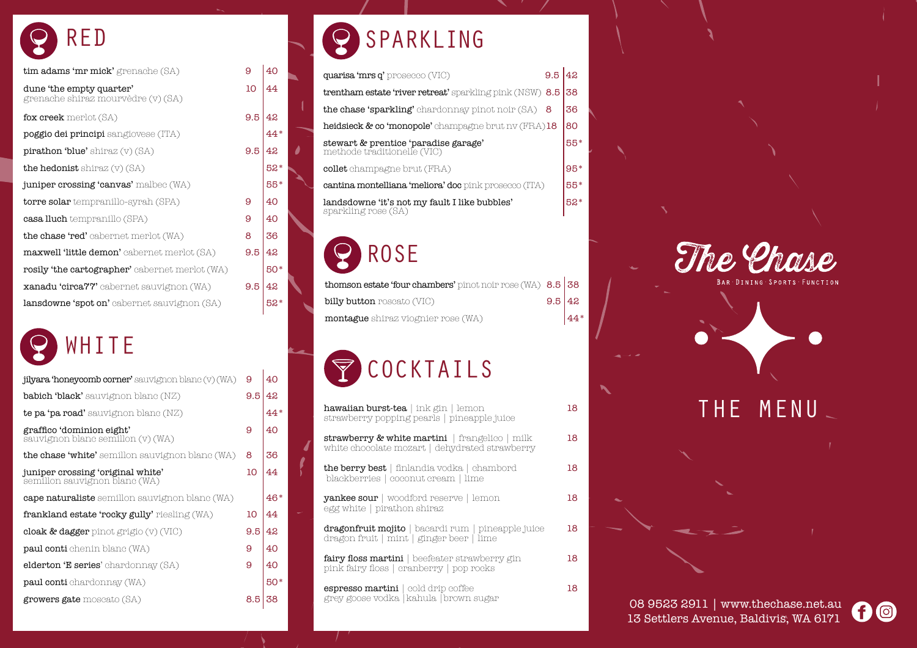# RED

| Wine | Glass | Bottle |
|---|---|---|
| **tim adams 'mr mick'** grenache (SA) | 9 | 40 |
| **dune 'the empty quarter'** grenache shiraz mourvèdre (v) (SA) | 10 | 44 |
| **fox creek** merlot (SA) | 9.5 | 42 |
| **poggio dei principi** sangiovese (ITA) | | 44* |
| **pirathon 'blue'** shiraz (v) (SA) | 9.5 | 42 |
| **the hedonist** shiraz (v) (SA) | | 52* |
| **juniper crossing 'canvas'** malbec (WA) | | 55* |
| **torre solar** tempranillo-syrah (SPA) | 9 | 40 |
| **casa lluch** tempranillo (SPA) | 9 | 40 |
| **the chase 'red'** cabernet merlot (WA) | 8 | 36 |
| **maxwell 'little demon'** cabernet merlot (SA) | 9.5 | 42 |
| **rosily 'the cartographer'** cabernet merlot (WA) | | 50* |
| **xanadu 'circa77'** cabernet sauvignon (WA) | 9.5 | 42 |
| **lansdowne 'spot on'** cabernet sauvignon (SA) | | 52* |

# WHITE

| Wine | Glass | Bottle |
|---|---|---|
| **jilyara 'honeycomb corner'** sauvignon blanc (v) (WA) | 9 | 40 |
| **babich 'black'** sauvignon blanc (NZ) | 9.5 | 42 |
| **te pa 'pa road'** sauvignon blanc (NZ) | | 44* |
| **graffico 'dominion eight'** sauvignon blanc semillon (v) (WA) | 9 | 40 |
| **the chase 'white'** semillon sauvignon blanc (WA) | 8 | 36 |
| **juniper crossing 'original white'** semillon sauvignon blanc (WA) | 10 | 44 |
| **cape naturaliste** semillon sauvignon blanc (WA) | | 46* |
| **frankland estate 'rocky gully'** riesling (WA) | 10 | 44 |
| **cloak & dagger** pinot grigio (v) (VIC) | 9.5 | 42 |
| **paul conti** chenin blanc (WA) | 9 | 40 |
| **elderton 'E series'** chardonnay (SA) | 9 | 40 |
| **paul conti** chardonnay (WA) | | 50* |
| **growers gate** moscato (SA) | 8.5 | 38 |

# SPARKLING

| Wine | Glass | Bottle |
|---|---|---|
| **quarisa 'mrs q'** prosecco (VIC) | 9.5 | 42 |
| **trentham estate 'river retreat'** sparkling pink (NSW) | 8.5 | 38 |
| **the chase 'sparkling'** chardonnay pinot noir (SA) | 8 | 36 |
| **heidsieck & co 'monopole'** champagne brut nv (FRA) | 18 | 80 |
| **stewart & prentice 'paradise garage'** methode traditionelle (VIC) | | 55* |
| **collet** champagne brut (FRA) | | 95* |
| **cantina montelliana 'meliora' doc** pink prosecco (ITA) | | 55* |
| **landsdowne 'it's not my fault I like bubbles'** sparkling rose (SA) | | 52* |

# ROSE

| Wine | Glass | Bottle |
|---|---|---|
| **thomson estate 'four chambers'** pinot noir rose (WA) | 8.5 | 38 |
| **billy button** roscato (VIC) | 9.5 | 42 |
| **montague** shiraz viognier rose (WA) | | 44* |

# COCKTAILS

| Cocktail | Price |
|---|---|
| **hawaiian burst-tea** \| ink gin \| lemon strawberry popping pearls \| pineapple juice | 18 |
| **strawberry & white martini** \| frangelico \| milk white chocolate mozart \| dehydrated strawberry | 18 |
| **the berry best** \| finlandia vodka \| chambord blackberries \| coconut cream \| lime | 18 |
| **yankee sour** \| woodford reserve \| lemon egg white \| pirathon shiraz | 18 |
| **dragonfruit mojito** \| bacardi rum \| pineapple juice dragon fruit \| mint \| ginger beer \| lime | 18 |
| **fairy floss martini** \| beefeater strawberry gin pink fairy floss \| cranberry \| pop rocks | 18 |
| **espresso martini** \| cold drip coffee grey goose vodka \| kahula \| brown sugar | 18 |

# The Chase

BAR · DINING · SPORTS · FUNCTION

## THE MENU

08 9523 2911 | www.thechase.net.au
13 Settlers Avenue, Baldivis, WA 6171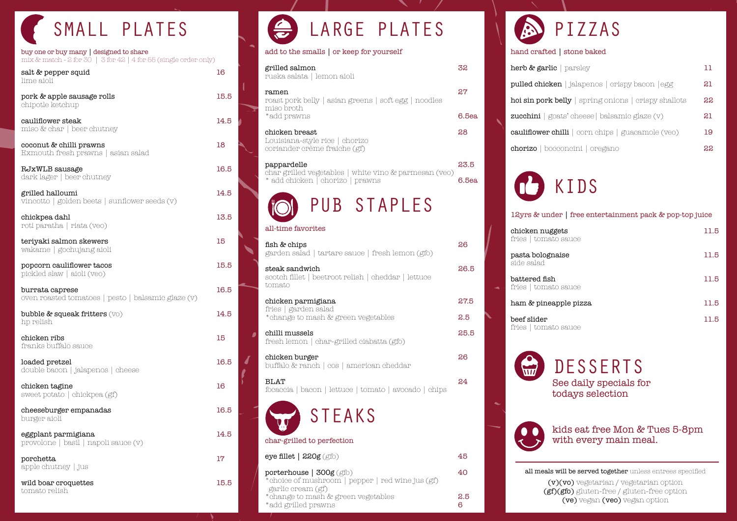# SMALL PLATES

buy one or buy many | designed to share
mix & match - 2 for 30 | 3 for 42 | 4 for 55 (single order only)

| | |
|---|---|
| salt & pepper squid<br>lime aioli | 16 |
| pork & apple sausage rolls<br>chipotle ketchup | 15.5 |
| cauliflower steak<br>miso & char \| beer chutney | 14.5 |
| coconut & chilli prawns<br>Exmouth fresh prawns \| asian salad | 18 |
| RJxWLB sausage<br>dark lager \| beer chutney | 16.5 |
| grilled halloumi<br>vincotto \| golden beets \| sunflower seeds (v) | 14.5 |
| chickpea dahl<br>roti paratha \| riata (veo) | 13.5 |
| teriyaki salmon skewers<br>wakame \| gochujang aioli | 15 |
| popcorn cauliflower tacos<br>pickled slaw \| aioli (veo) | 15.5 |
| burrata caprese<br>oven roasted tomatoes \| pesto \| balsamic glaze (v) | 16.5 |
| bubble & squeak fritters (vo)<br>hp relish | 14.5 |
| chicken ribs<br>franks buffalo sauce | 15 |
| loaded pretzel<br>double bacon \| jalapenos \| cheese | 16.5 |
| chicken tagine<br>sweet potato \| chickpea (gf) | 16 |
| cheeseburger empanadas<br>burger aioli | 16.5 |
| eggplant parmigiana<br>provolone \| basil \| napoli sauce (v) | 14.5 |
| porchetta<br>apple chutney \| jus | 17 |
| wild boar croquettes<br>tomato relish | 15.5 |

# LARGE PLATES

add to the smalls | or keep for yourself

| | |
|---|---|
| grilled salmon<br>ruska salata \| lemon aioli | 32 |
| ramen<br>roast pork belly \| asian greens \| soft egg \| noodles<br>miso broth | 27 |
| *add prawns | 6.5ea |
| chicken breast<br>Louisiana-style rice \| chorizo<br>coriander crème fraiche (gf) | 28 |
| pappardelle<br>char grilled vegetables \| white vino & parmesan (veo) | 23.5 |
| * add chicken \| chorizo \| prawns | 6.5ea |

# PUB STAPLES

all-time favorites

| | |
|---|---|
| fish & chips<br>garden salad \| tartare sauce \| fresh lemon (gfo) | 26 |
| steak sandwich<br>scotch fillet \| beetroot relish \| cheddar \| lettuce<br>tomato | 26.5 |
| chicken parmigiana<br>fries \| garden salad | 27.5 |
| *change to mash & green vegetables | 2.5 |
| chilli mussels<br>fresh lemon \| char-grilled ciabatta (gfo) | 25.5 |
| chicken burger<br>buffalo & ranch \| cos \| american cheddar | 26 |
| BLAT<br>focaccia \| bacon \| lettuce \| tomato \| avocado \| chips | 24 |

# STEAKS

char-grilled to perfection

| | |
|---|---|
| eye fillet \| 220g (gfo) | 45 |
| porterhouse \| 300g (gfo)<br>*choice of mushroom \| pepper \| red wine jus (gf)<br>garlic cream (gf) | 40 |
| *change to mash & green vegetables | 2.5 |
| *add grilled prawns | 6 |

# PIZZAS

hand crafted | stone baked

| | |
|---|---|
| **herb & garlic** \| parsley | 11 |
| **pulled chicken** \| jalapenos \| crispy bacon \|egg | 21 |
| **hoi sin pork belly** \| spring onions \| crispy shallots | 22 |
| **zucchini** \| goats' cheese\| balsamic glaze (v) | 21 |
| **cauliflower chilli** \| corn chips \| guacamole (veo) | 19 |
| **chorizo** \| bocconcini \| oregano | 22 |

# KIDS

12yrs & under | free entertainment pack & pop-top juice

| | |
|---|---|
| chicken nuggets<br>fries \| tomato sauce | 11.5 |
| pasta bolognaise<br>side salad | 11.5 |
| battered fish<br>fries \| tomato sauce | 11.5 |
| ham & pineapple pizza | 11.5 |
| beef slider<br>fries \| tomato sauce | 11.5 |

# DESSERTS

See daily specials for todays selection

kids eat free Mon & Tues 5-8pm with every main meal.

**all meals will be served together** unless entrees specified

**(v)(vo)** vegetarian / vegetarian option
**(gf)(gfo)** gluten-free / gluten-free option
**(ve)** vegan **(veo)** vegan option